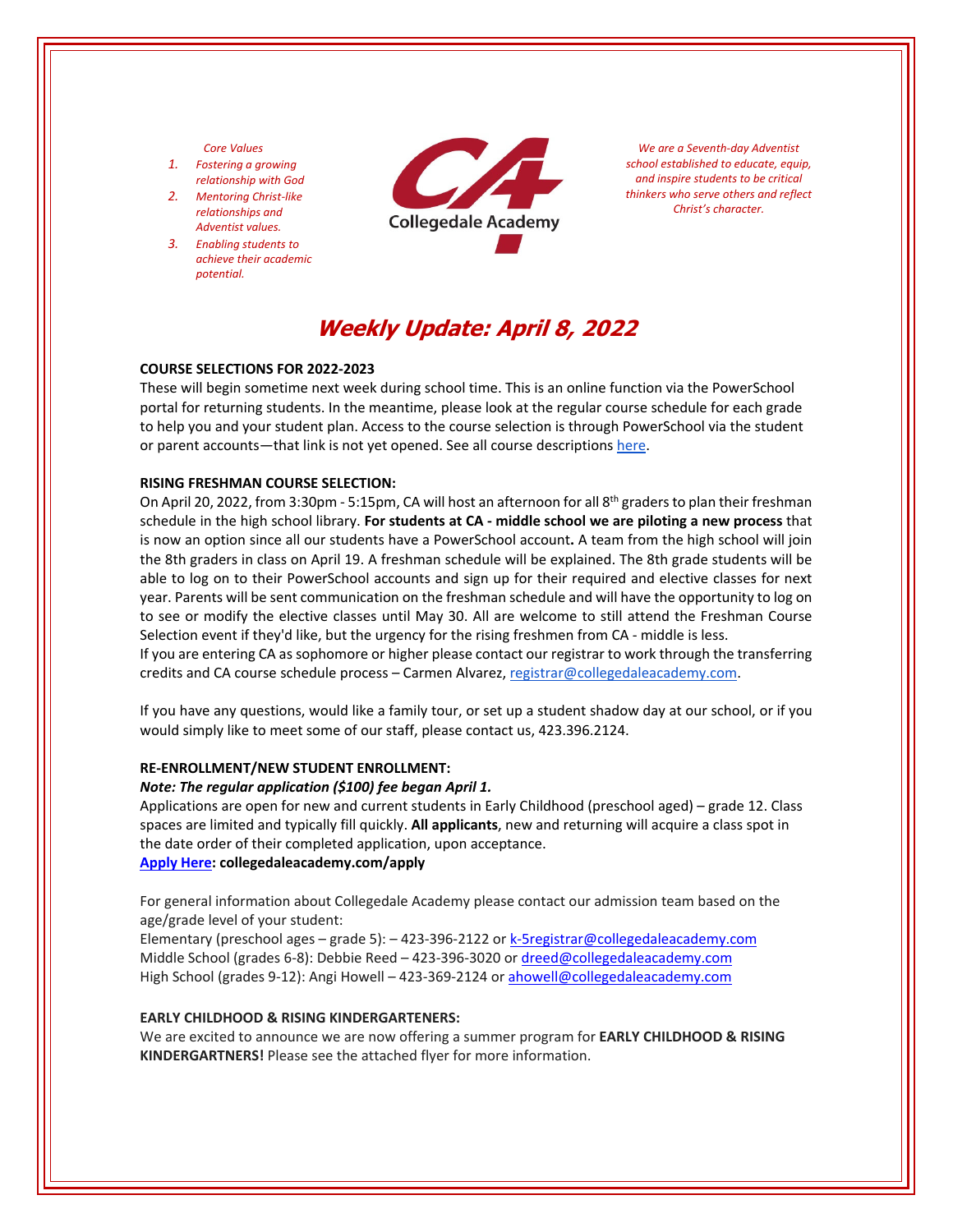*Core Values*

1. *Fostering a growing relationship with God*
2. *Mentoring Christ-like relationships and Adventist values.*
3. *Enabling students to achieve their academic potential.*

Collegedale Academy

*We are a Seventh-day Adventist school established to educate, equip, and inspire students to be critical thinkers who serve others and reflect Christ's character.*

# *Weekly Update: April 8, 2022*

**COURSE SELECTIONS FOR 2022-2023**

These will begin sometime next week during school time. This is an online function via the PowerSchool portal for returning students. In the meantime, please look at the regular course schedule for each grade to help you and your student plan. Access to the course selection is through PowerSchool via the student or parent accounts—that link is not yet opened. See all course descriptions here.

**RISING FRESHMAN COURSE SELECTION:**

On April 20, 2022, from 3:30pm - 5:15pm, CA will host an afternoon for all 8th graders to plan their freshman schedule in the high school library. **For students at CA - middle school we are piloting a new process** that is now an option since all our students have a PowerSchool account**.** A team from the high school will join the 8th graders in class on April 19. A freshman schedule will be explained. The 8th grade students will be able to log on to their PowerSchool accounts and sign up for their required and elective classes for next year. Parents will be sent communication on the freshman schedule and will have the opportunity to log on to see or modify the elective classes until May 30. All are welcome to still attend the Freshman Course Selection event if they'd like, but the urgency for the rising freshmen from CA - middle is less.
If you are entering CA as sophomore or higher please contact our registrar to work through the transferring credits and CA course schedule process – Carmen Alvarez, registrar@collegedaleacademy.com.

If you have any questions, would like a family tour, or set up a student shadow day at our school, or if you would simply like to meet some of our staff, please contact us, 423.396.2124.

**RE-ENROLLMENT/NEW STUDENT ENROLLMENT:**

***Note: The regular application ($100) fee began April 1.***

Applications are open for new and current students in Early Childhood (preschool aged) – grade 12. Class spaces are limited and typically fill quickly. **All applicants**, new and returning will acquire a class spot in the date order of their completed application, upon acceptance.

**Apply Here: collegedaleacademy.com/apply**

For general information about Collegedale Academy please contact our admission team based on the age/grade level of your student:
Elementary (preschool ages – grade 5): – 423-396-2122 or k-5registrar@collegedaleacademy.com
Middle School (grades 6-8): Debbie Reed – 423-396-3020 or dreed@collegedaleacademy.com
High School (grades 9-12): Angi Howell – 423-369-2124 or ahowell@collegedaleacademy.com

**EARLY CHILDHOOD & RISING KINDERGARTENERS:**

We are excited to announce we are now offering a summer program for **EARLY CHILDHOOD & RISING KINDERGARTNERS!** Please see the attached flyer for more information.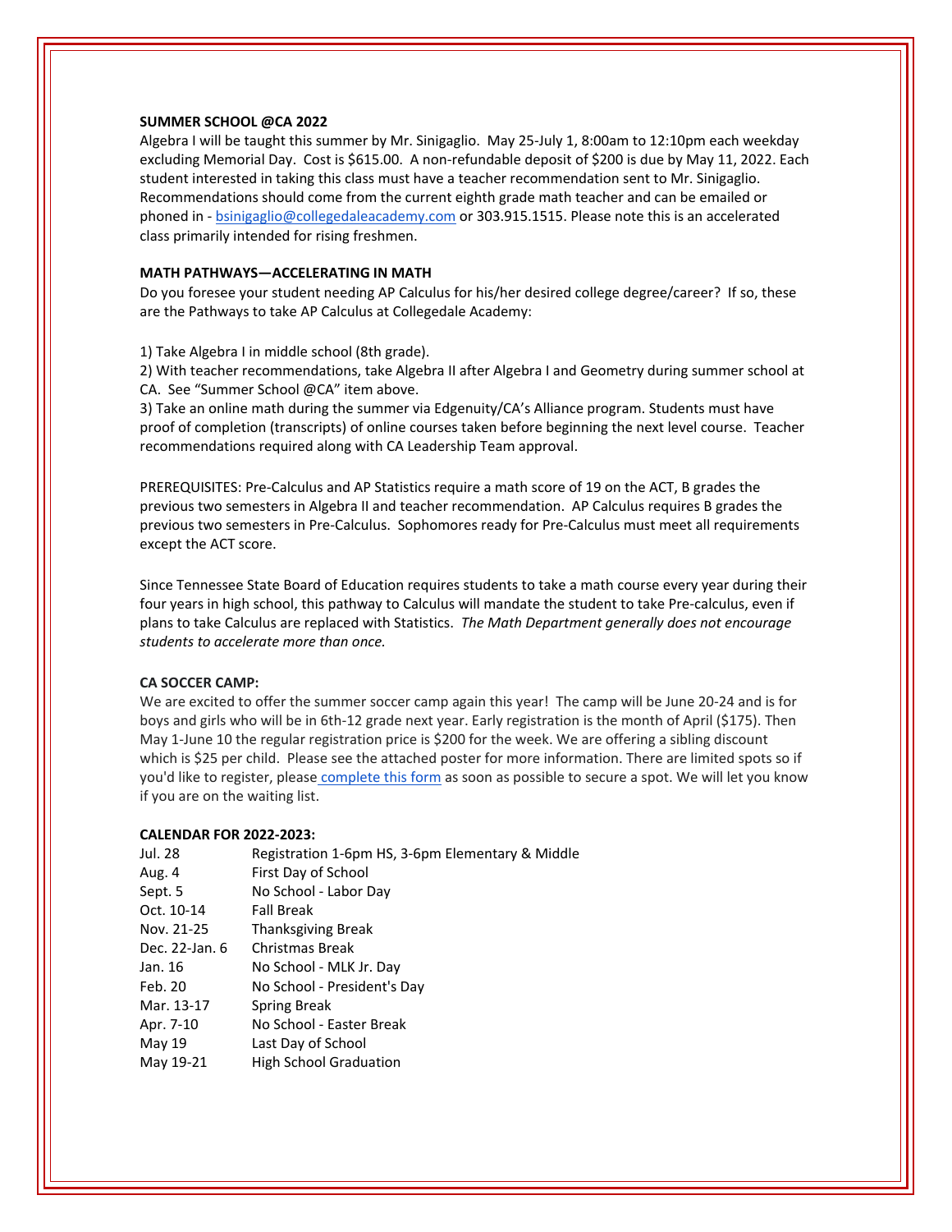**SUMMER SCHOOL @CA 2022**

Algebra I will be taught this summer by Mr. Sinigaglio. May 25-July 1, 8:00am to 12:10pm each weekday excluding Memorial Day. Cost is $615.00. A non-refundable deposit of $200 is due by May 11, 2022. Each student interested in taking this class must have a teacher recommendation sent to Mr. Sinigaglio. Recommendations should come from the current eighth grade math teacher and can be emailed or phoned in - bsinigaglio@collegedaleacademy.com or 303.915.1515. Please note this is an accelerated class primarily intended for rising freshmen.

**MATH PATHWAYS—ACCELERATING IN MATH**

Do you foresee your student needing AP Calculus for his/her desired college degree/career? If so, these are the Pathways to take AP Calculus at Collegedale Academy:

1) Take Algebra I in middle school (8th grade).
2) With teacher recommendations, take Algebra II after Algebra I and Geometry during summer school at CA. See "Summer School @CA" item above.
3) Take an online math during the summer via Edgenuity/CA's Alliance program. Students must have proof of completion (transcripts) of online courses taken before beginning the next level course. Teacher recommendations required along with CA Leadership Team approval.

PREREQUISITES: Pre-Calculus and AP Statistics require a math score of 19 on the ACT, B grades the previous two semesters in Algebra II and teacher recommendation. AP Calculus requires B grades the previous two semesters in Pre-Calculus. Sophomores ready for Pre-Calculus must meet all requirements except the ACT score.

Since Tennessee State Board of Education requires students to take a math course every year during their four years in high school, this pathway to Calculus will mandate the student to take Pre-calculus, even if plans to take Calculus are replaced with Statistics. *The Math Department generally does not encourage students to accelerate more than once.*

**CA SOCCER CAMP:**

We are excited to offer the summer soccer camp again this year! The camp will be June 20-24 and is for boys and girls who will be in 6th-12 grade next year. Early registration is the month of April ($175). Then May 1-June 10 the regular registration price is $200 for the week. We are offering a sibling discount which is $25 per child. Please see the attached poster for more information. There are limited spots so if you'd like to register, please complete this form as soon as possible to secure a spot. We will let you know if you are on the waiting list.

**CALENDAR FOR 2022-2023:**

| | |
|---|---|
| Jul. 28 | Registration 1-6pm HS, 3-6pm Elementary & Middle |
| Aug. 4 | First Day of School |
| Sept. 5 | No School - Labor Day |
| Oct. 10-14 | Fall Break |
| Nov. 21-25 | Thanksgiving Break |
| Dec. 22-Jan. 6 | Christmas Break |
| Jan. 16 | No School - MLK Jr. Day |
| Feb. 20 | No School - President's Day |
| Mar. 13-17 | Spring Break |
| Apr. 7-10 | No School - Easter Break |
| May 19 | Last Day of School |
| May 19-21 | High School Graduation |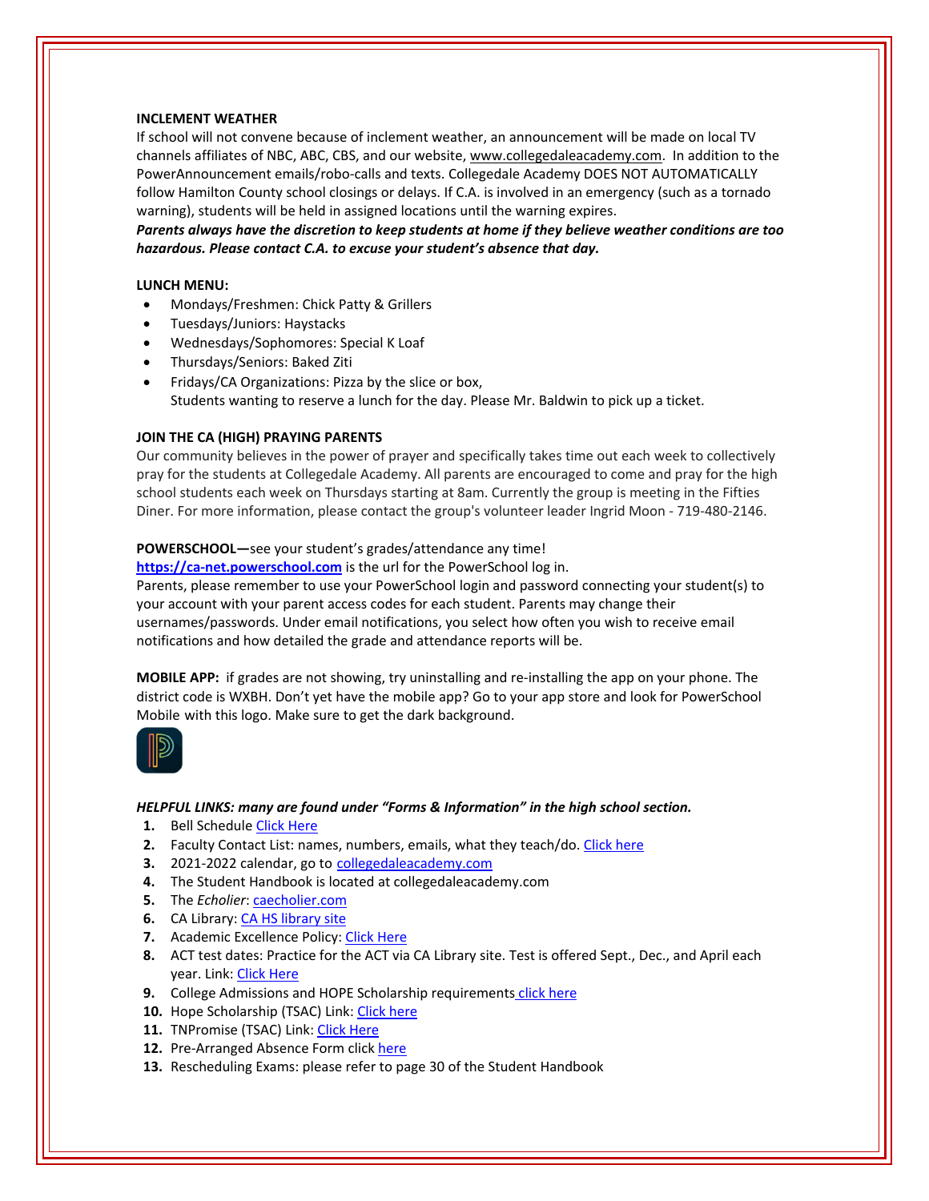**INCLEMENT WEATHER**

If school will not convene because of inclement weather, an announcement will be made on local TV channels affiliates of NBC, ABC, CBS, and our website, www.collegedaleacademy.com. In addition to the PowerAnnouncement emails/robo-calls and texts. Collegedale Academy DOES NOT AUTOMATICALLY follow Hamilton County school closings or delays. If C.A. is involved in an emergency (such as a tornado warning), students will be held in assigned locations until the warning expires.

***Parents always have the discretion to keep students at home if they believe weather conditions are too hazardous. Please contact C.A. to excuse your student's absence that day.***

**LUNCH MENU:**

- Mondays/Freshmen: Chick Patty & Grillers
- Tuesdays/Juniors: Haystacks
- Wednesdays/Sophomores: Special K Loaf
- Thursdays/Seniors: Baked Ziti
- Fridays/CA Organizations: Pizza by the slice or box,
  Students wanting to reserve a lunch for the day. Please Mr. Baldwin to pick up a ticket.

**JOIN THE CA (HIGH) PRAYING PARENTS**

Our community believes in the power of prayer and specifically takes time out each week to collectively pray for the students at Collegedale Academy. All parents are encouraged to come and pray for the high school students each week on Thursdays starting at 8am. Currently the group is meeting in the Fifties Diner. For more information, please contact the group's volunteer leader Ingrid Moon - 719-480-2146.

**POWERSCHOOL—**see your student's grades/attendance any time!

**https://ca-net.powerschool.com** is the url for the PowerSchool log in.

Parents, please remember to use your PowerSchool login and password connecting your student(s) to your account with your parent access codes for each student. Parents may change their usernames/passwords. Under email notifications, you select how often you wish to receive email notifications and how detailed the grade and attendance reports will be.

**MOBILE APP:** if grades are not showing, try uninstalling and re-installing the app on your phone. The district code is WXBH. Don't yet have the mobile app? Go to your app store and look for PowerSchool Mobile with this logo. Make sure to get the dark background.

***HELPFUL LINKS: many are found under "Forms & Information" in the high school section.***

1. Bell Schedule Click Here
2. Faculty Contact List: names, numbers, emails, what they teach/do. Click here
3. 2021-2022 calendar, go to collegedaleacademy.com
4. The Student Handbook is located at collegedaleacademy.com
5. The *Echolier*: caecholier.com
6. CA Library: CA HS library site
7. Academic Excellence Policy: Click Here
8. ACT test dates: Practice for the ACT via CA Library site. Test is offered Sept., Dec., and April each year. Link: Click Here
9. College Admissions and HOPE Scholarship requirements click here
10. Hope Scholarship (TSAC) Link: Click here
11. TNPromise (TSAC) Link: Click Here
12. Pre-Arranged Absence Form click here
13. Rescheduling Exams: please refer to page 30 of the Student Handbook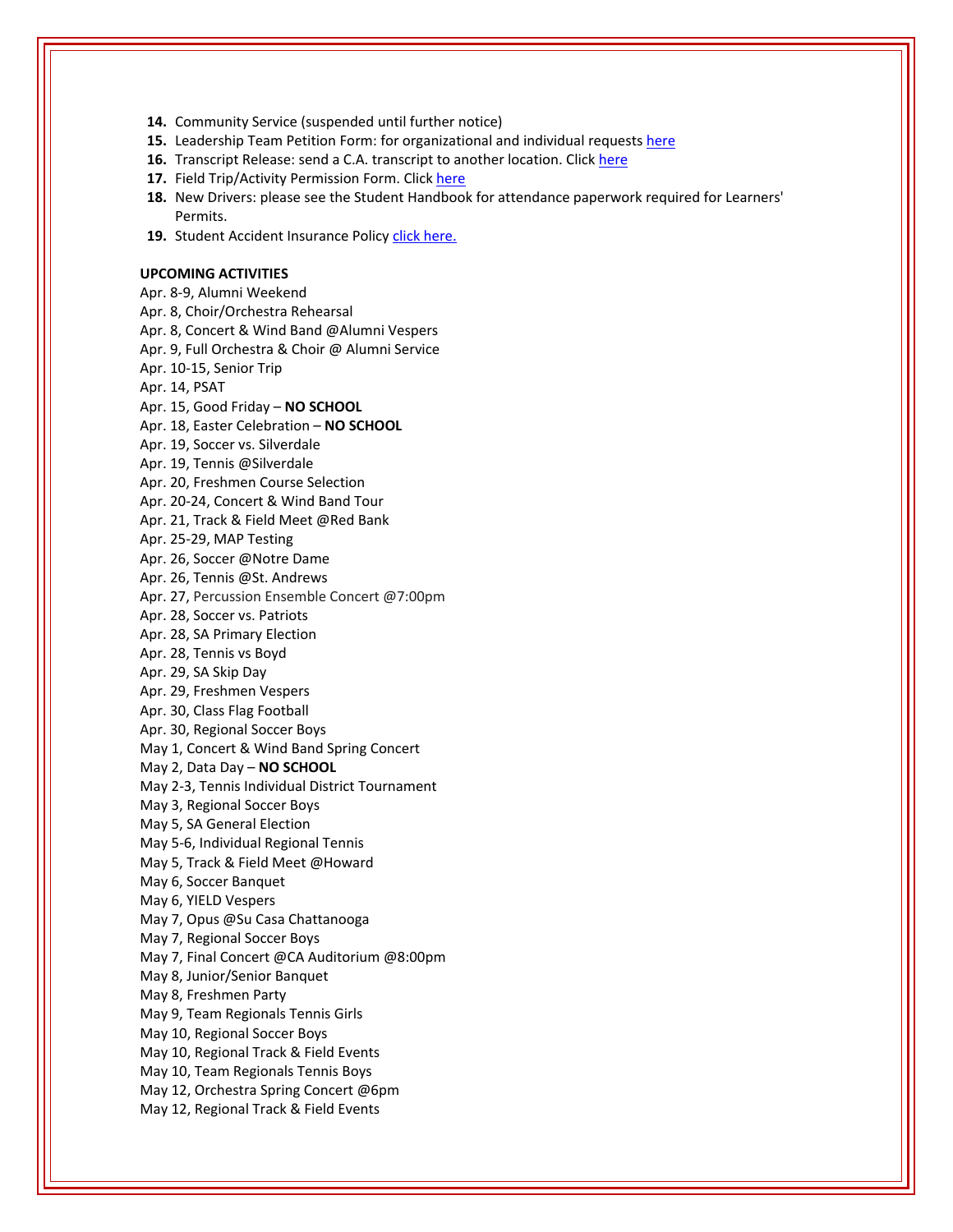14. Community Service (suspended until further notice)
15. Leadership Team Petition Form: for organizational and individual requests here
16. Transcript Release: send a C.A. transcript to another location. Click here
17. Field Trip/Activity Permission Form. Click here
18. New Drivers: please see the Student Handbook for attendance paperwork required for Learners' Permits.
19. Student Accident Insurance Policy click here.

**UPCOMING ACTIVITIES**

Apr. 8-9, Alumni Weekend
Apr. 8, Choir/Orchestra Rehearsal
Apr. 8, Concert & Wind Band @Alumni Vespers
Apr. 9, Full Orchestra & Choir @ Alumni Service
Apr. 10-15, Senior Trip
Apr. 14, PSAT
Apr. 15, Good Friday – **NO SCHOOL**
Apr. 18, Easter Celebration – **NO SCHOOL**
Apr. 19, Soccer vs. Silverdale
Apr. 19, Tennis @Silverdale
Apr. 20, Freshmen Course Selection
Apr. 20-24, Concert & Wind Band Tour
Apr. 21, Track & Field Meet @Red Bank
Apr. 25-29, MAP Testing
Apr. 26, Soccer @Notre Dame
Apr. 26, Tennis @St. Andrews
Apr. 27, Percussion Ensemble Concert @7:00pm
Apr. 28, Soccer vs. Patriots
Apr. 28, SA Primary Election
Apr. 28, Tennis vs Boyd
Apr. 29, SA Skip Day
Apr. 29, Freshmen Vespers
Apr. 30, Class Flag Football
Apr. 30, Regional Soccer Boys
May 1, Concert & Wind Band Spring Concert
May 2, Data Day – **NO SCHOOL**
May 2-3, Tennis Individual District Tournament
May 3, Regional Soccer Boys
May 5, SA General Election
May 5-6, Individual Regional Tennis
May 5, Track & Field Meet @Howard
May 6, Soccer Banquet
May 6, YIELD Vespers
May 7, Opus @Su Casa Chattanooga
May 7, Regional Soccer Boys
May 7, Final Concert @CA Auditorium @8:00pm
May 8, Junior/Senior Banquet
May 8, Freshmen Party
May 9, Team Regionals Tennis Girls
May 10, Regional Soccer Boys
May 10, Regional Track & Field Events
May 10, Team Regionals Tennis Boys
May 12, Orchestra Spring Concert @6pm
May 12, Regional Track & Field Events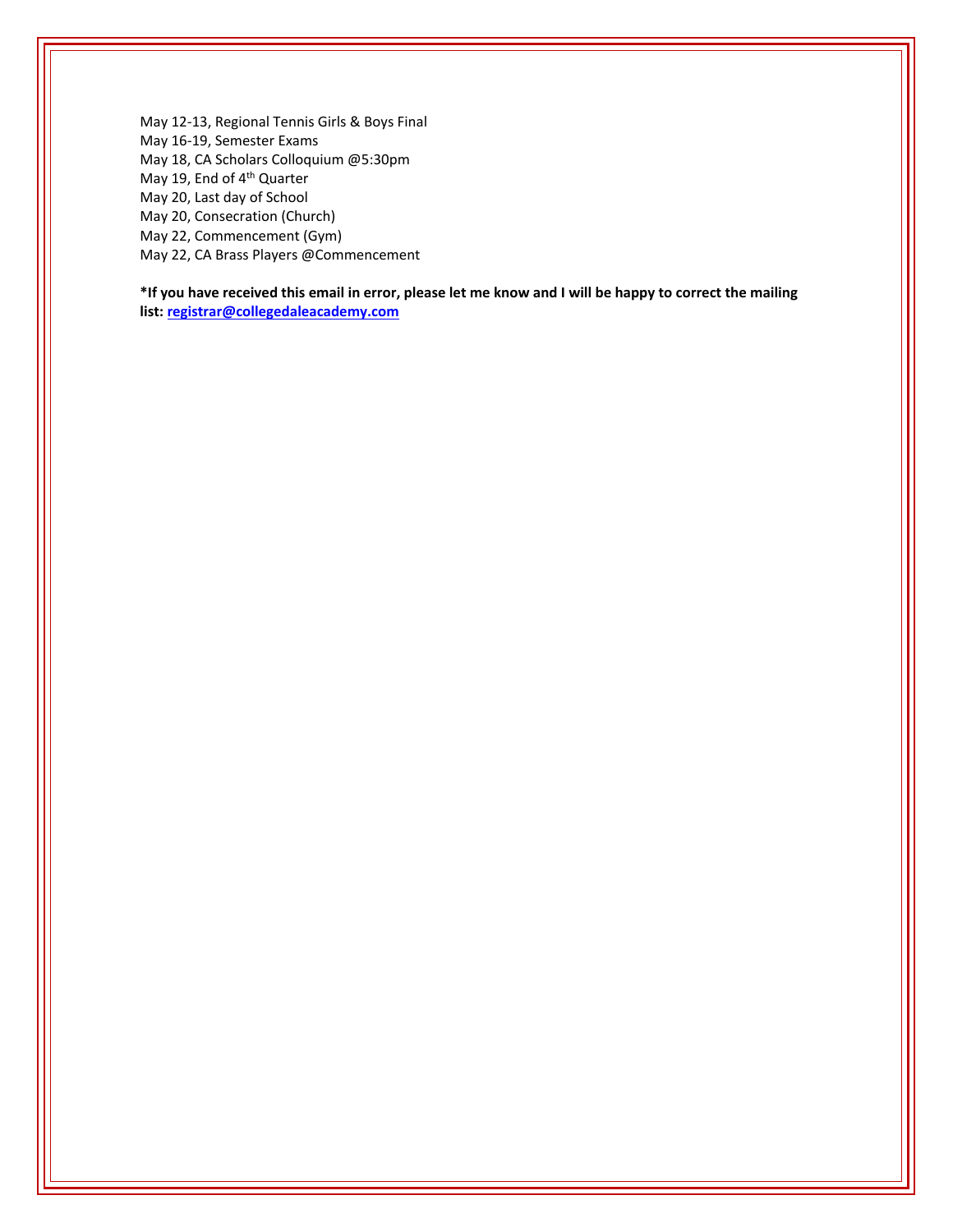May 12-13, Regional Tennis Girls & Boys Final
May 16-19, Semester Exams
May 18, CA Scholars Colloquium @5:30pm
May 19, End of 4th Quarter
May 20, Last day of School
May 20, Consecration (Church)
May 22, Commencement (Gym)
May 22, CA Brass Players @Commencement

**\*If you have received this email in error, please let me know and I will be happy to correct the mailing list: [registrar@collegedaleacademy.com](mailto:registrar@collegedaleacademy.com)**